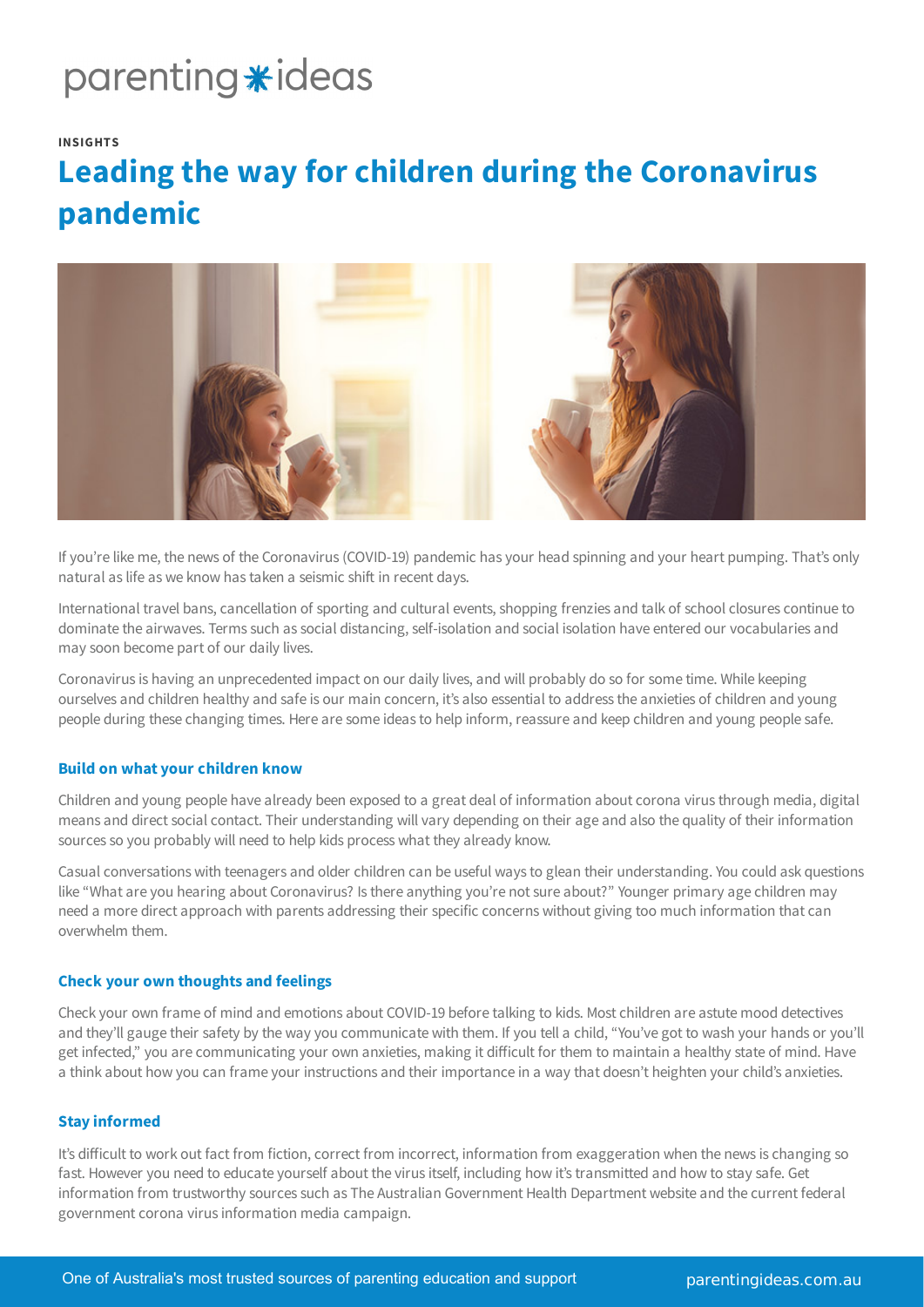parenting ideas

**INSIGHTS**

# Leading the way for children during the Coronavirus pandemic

If you're like me, the news of the Coronavirus (COVID-19) pandemic has your head spinning and your heart pumping. That's only natural as life as we know has taken a seismic shift in recent days.

International travel bans, cancellation of sporting and cultural events, shopping frenzies and talk of school closures continue to dominate the airwaves. Terms such as social distancing, self-isolation and social isolation have entered our vocabularies and may soon become part of our daily lives.

Coronavirus is having an unprecedented impact on our daily lives, and will probably do so for some time. While keeping ourselves and children healthy and safe is our main concern, it's also essential to address the anxieties of children and young people during these changing times. Here are some ideas to help inform, reassure and keep children and young people safe.

### Build on what your children know

Children and young people have already been exposed to a great deal of information about corona virus through media, digital means and direct social contact. Their understanding will vary depending on their age and also the quality of their information sources so you probably will need to help kids process what they already know.

Casual conversations with teenagers and older children can be useful ways to glean their understanding. You could ask questions like "What are you hearing about Coronavirus? Is there anything you're not sure about?" Younger primary age children may need a more direct approach with parents addressing their specific concerns without giving too much information that can overwhelm them.

### Check your own thoughts and feelings

Check your own frame of mind and emotions about COVID-19 before talking to kids. Most children are astute mood detectives and they'll gauge their safety by the way you communicate with them. If you tell a child, "You've got to wash your hands or you'll get infected," you are communicating your own anxieties, making it difficult for them to maintain a healthy state of mind. Have a think about how you can frame your instructions and their importance in a way that doesn't heighten your child's anxieties.

### Stay informed

It's difficult to work out fact from fiction, correct from incorrect, information from exaggeration when the news is changing so fast. However you need to educate yourself about the virus itself, including how it's transmitted and how to stay safe. Get information from trustworthy sources such as The Australian Government Health Department website and the current federal government corona virus information media campaign.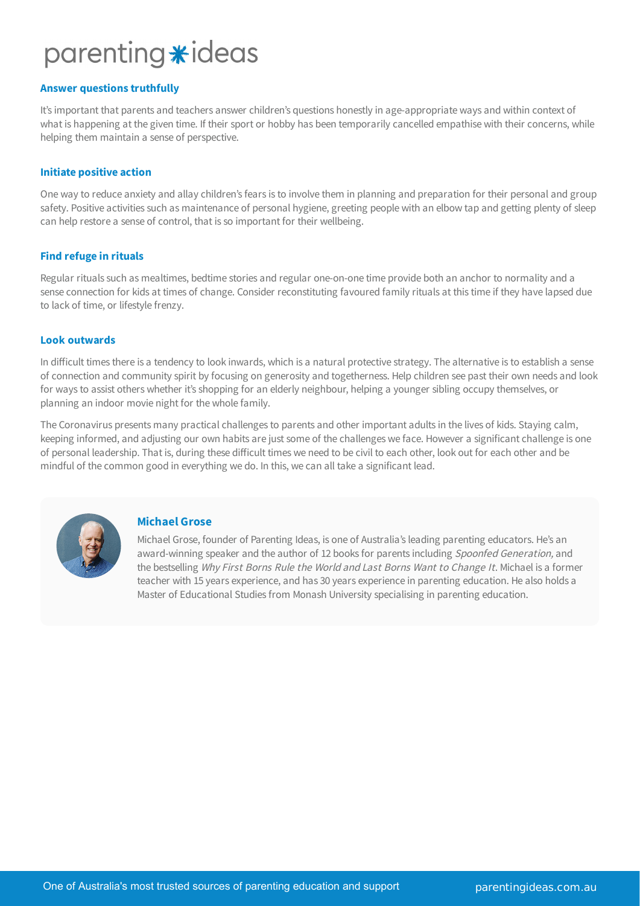### Answer questions truthfully

It's important that parents and teachers answer children's questions honestly in age-appropriate ways and within context of what is happening at the given time. If their sport or hobby has been temporarily cancelled empathise with their concerns, while helping them maintain a sense of perspective.

### Initiate positive action

One way to reduce anxiety and allay children's fears is to involve them in planning and preparation for their personal and group safety. Positive activities such as maintenance of personal hygiene, greeting people with an elbow tap and getting plenty of sleep can help restore a sense of control, that is so important for their wellbeing.

### Find refuge in rituals

Regular rituals such as mealtimes, bedtime stories and regular one-on-one time provide both an anchor to normality and a sense connection for kids at times of change. Consider reconstituting favoured family rituals at this time if they have lapsed due to lack of time, or lifestyle frenzy.

### Look outwards

In difficult times there is a tendency to look inwards, which is a natural protective strategy. The alternative is to establish a sense of connection and community spirit by focusing on generosity and togetherness. Help children see past their own needs and look for ways to assist others whether it's shopping for an elderly neighbour, helping a younger sibling occupy themselves, or planning an indoor movie night for the whole family.

The Coronavirus presents many practical challenges to parents and other important adults in the lives of kids. Staying calm, keeping informed, and adjusting our own habits are just some of the challenges we face. However a significant challenge is one of personal leadership. That is, during these difficult times we need to be civil to each other, look out for each other and be mindful of the common good in everything we do. In this, we can all take a significant lead.

### Michael Grose

Michael Grose, founder of Parenting Ideas, is one of Australia's leading parenting educators. He's an award-winning speaker and the author of 12 books for parents including *Spoonfed Generation,* and the bestselling *Why First Borns Rule the World and Last Borns Want to Change It*. Michael is a former teacher with 15 years experience, and has 30 years experience in parenting education. He also holds a Master of Educational Studies from Monash University specialising in parenting education.